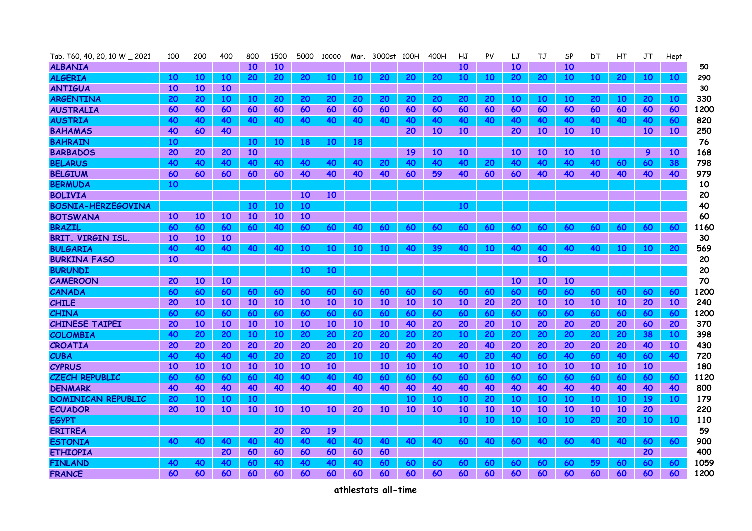| Tab. T60, 40, 20, 10 W _ 2021 | 100 | 200 | 400 | 800 | 1500 | 5000 | 10000 | Mar. | 3000st | 100H | 400H | HJ | PV | LJ | TJ | SP | DT | HT | JT | Hept | |
|---|---|---|---|---|---|---|---|---|---|---|---|---|---|---|---|---|---|---|---|---|---|
| ALBANIA | | | | 10 | 10 | | | | | | | 10 | | 10 | | 10 | | | | | 50 |
| ALGERIA | 10 | 10 | 10 | 20 | 20 | 20 | 10 | 10 | 20 | 20 | 20 | 10 | 10 | 20 | 20 | 10 | 10 | 20 | 10 | 10 | 290 |
| ANTIGUA | 10 | 10 | 10 | | | | | | | | | | | | | | | | | | 30 |
| ARGENTINA | 20 | 20 | 10 | 10 | 20 | 20 | 20 | 20 | 20 | 20 | 20 | 20 | 20 | 10 | 10 | 10 | 20 | 10 | 20 | 10 | 330 |
| AUSTRALIA | 60 | 60 | 60 | 60 | 60 | 60 | 60 | 60 | 60 | 60 | 60 | 60 | 60 | 60 | 60 | 60 | 60 | 60 | 60 | 60 | 1200 |
| AUSTRIA | 40 | 40 | 40 | 40 | 40 | 40 | 40 | 40 | 40 | 40 | 40 | 40 | 40 | 40 | 40 | 40 | 40 | 40 | 40 | 60 | 820 |
| BAHAMAS | 40 | 60 | 40 | | | | | | | 20 | 10 | 10 | | 20 | 10 | 10 | 10 | | 10 | 10 | 250 |
| BAHRAIN | 10 | | | 10 | 10 | 18 | 10 | 18 | | | | | | | | | | | | | 76 |
| BARBADOS | 20 | 20 | 20 | 10 | | | | | | 19 | 10 | 10 | | 10 | 10 | 10 | 10 | | 9 | 10 | 168 |
| BELARUS | 40 | 40 | 40 | 40 | 40 | 40 | 40 | 40 | 20 | 40 | 40 | 40 | 20 | 40 | 40 | 40 | 40 | 60 | 60 | 38 | 798 |
| BELGIUM | 60 | 60 | 60 | 60 | 60 | 40 | 40 | 40 | 40 | 60 | 59 | 40 | 60 | 60 | 40 | 40 | 40 | 40 | 40 | 40 | 979 |
| BERMUDA | 10 | | | | | | | | | | | | | | | | | | | | 10 |
| BOLIVIA | | | | | | 10 | 10 | | | | | | | | | | | | | | 20 |
| BOSNIA-HERZEGOVINA | | | | 10 | 10 | 10 | | | | | | 10 | | | | | | | | | 40 |
| BOTSWANA | 10 | 10 | 10 | 10 | 10 | 10 | | | | | | | | | | | | | | | 60 |
| BRAZIL | 60 | 60 | 60 | 60 | 40 | 60 | 60 | 40 | 60 | 60 | 60 | 60 | 60 | 60 | 60 | 60 | 60 | 60 | 60 | 60 | 1160 |
| BRIT. VIRGIN ISL. | 10 | 10 | 10 | | | | | | | | | | | | | | | | | | 30 |
| BULGARIA | 40 | 40 | 40 | 40 | 40 | 10 | 10 | 10 | 10 | 40 | 39 | 40 | 10 | 40 | 40 | 40 | 40 | 10 | 10 | 20 | 569 |
| BURKINA FASO | 10 | | | | | | | | | | | | | | 10 | | | | | | 20 |
| BURUNDI | | | | | | 10 | 10 | | | | | | | | | | | | | | 20 |
| CAMEROON | 20 | 10 | 10 | | | | | | | | | | | 10 | 10 | 10 | | | | | 70 |
| CANADA | 60 | 60 | 60 | 60 | 60 | 60 | 60 | 60 | 60 | 60 | 60 | 60 | 60 | 60 | 60 | 60 | 60 | 60 | 60 | 60 | 1200 |
| CHILE | 20 | 10 | 10 | 10 | 10 | 10 | 10 | 10 | 10 | 10 | 10 | 10 | 20 | 20 | 10 | 10 | 10 | 10 | 20 | 10 | 240 |
| CHINA | 60 | 60 | 60 | 60 | 60 | 60 | 60 | 60 | 60 | 60 | 60 | 60 | 60 | 60 | 60 | 60 | 60 | 60 | 60 | 60 | 1200 |
| CHINESE TAIPEI | 20 | 10 | 10 | 10 | 10 | 10 | 10 | 10 | 10 | 40 | 20 | 20 | 20 | 10 | 20 | 20 | 20 | 20 | 60 | 20 | 370 |
| COLOMBIA | 40 | 20 | 20 | 10 | 10 | 20 | 20 | 20 | 20 | 20 | 20 | 10 | 20 | 20 | 20 | 20 | 20 | 20 | 38 | 10 | 398 |
| CROATIA | 20 | 20 | 20 | 20 | 20 | 20 | 20 | 20 | 20 | 20 | 20 | 20 | 40 | 20 | 20 | 20 | 20 | 20 | 40 | 10 | 430 |
| CUBA | 40 | 40 | 40 | 40 | 20 | 20 | 20 | 10 | 10 | 40 | 40 | 40 | 20 | 40 | 60 | 40 | 60 | 40 | 60 | 40 | 720 |
| CYPRUS | 10 | 10 | 10 | 10 | 10 | 10 | 10 | | 10 | 10 | 10 | 10 | 10 | 10 | 10 | 10 | 10 | 10 | 10 | | 180 |
| CZECH REPUBLIC | 60 | 60 | 60 | 60 | 40 | 40 | 40 | 40 | 60 | 60 | 60 | 60 | 60 | 60 | 60 | 60 | 60 | 60 | 60 | 60 | 1120 |
| DENMARK | 40 | 40 | 40 | 40 | 40 | 40 | 40 | 40 | 40 | 40 | 40 | 40 | 40 | 40 | 40 | 40 | 40 | 40 | 40 | 40 | 800 |
| DOMINICAN REPUBLIC | 20 | 10 | 10 | 10 | | | | | | 10 | 10 | 10 | 20 | 10 | 10 | 10 | 10 | 10 | 19 | 10 | 179 |
| ECUADOR | 20 | 10 | 10 | 10 | 10 | 10 | 10 | 20 | 10 | 10 | 10 | 10 | 10 | 10 | 10 | 10 | 10 | 10 | 20 | | 220 |
| EGYPT | | | | | | | | | | | | 10 | 10 | 10 | 10 | 10 | 20 | 20 | 10 | 10 | 110 |
| ERITREA | | | | | 20 | 20 | 19 | | | | | | | | | | | | | | 59 |
| ESTONIA | 40 | 40 | 40 | 40 | 40 | 40 | 40 | 40 | 40 | 40 | 40 | 60 | 40 | 60 | 40 | 60 | 40 | 40 | 60 | 60 | 900 |
| ETHIOPIA | | | 20 | 60 | 60 | 60 | 60 | 60 | 60 | | | | | | | | | | 20 | | 400 |
| FINLAND | 40 | 40 | 40 | 60 | 40 | 40 | 40 | 40 | 60 | 60 | 60 | 60 | 60 | 60 | 60 | 60 | 59 | 60 | 60 | 60 | 1059 |
| FRANCE | 60 | 60 | 60 | 60 | 60 | 60 | 60 | 60 | 60 | 60 | 60 | 60 | 60 | 60 | 60 | 60 | 60 | 60 | 60 | 60 | 1200 |

**athlestats all-time**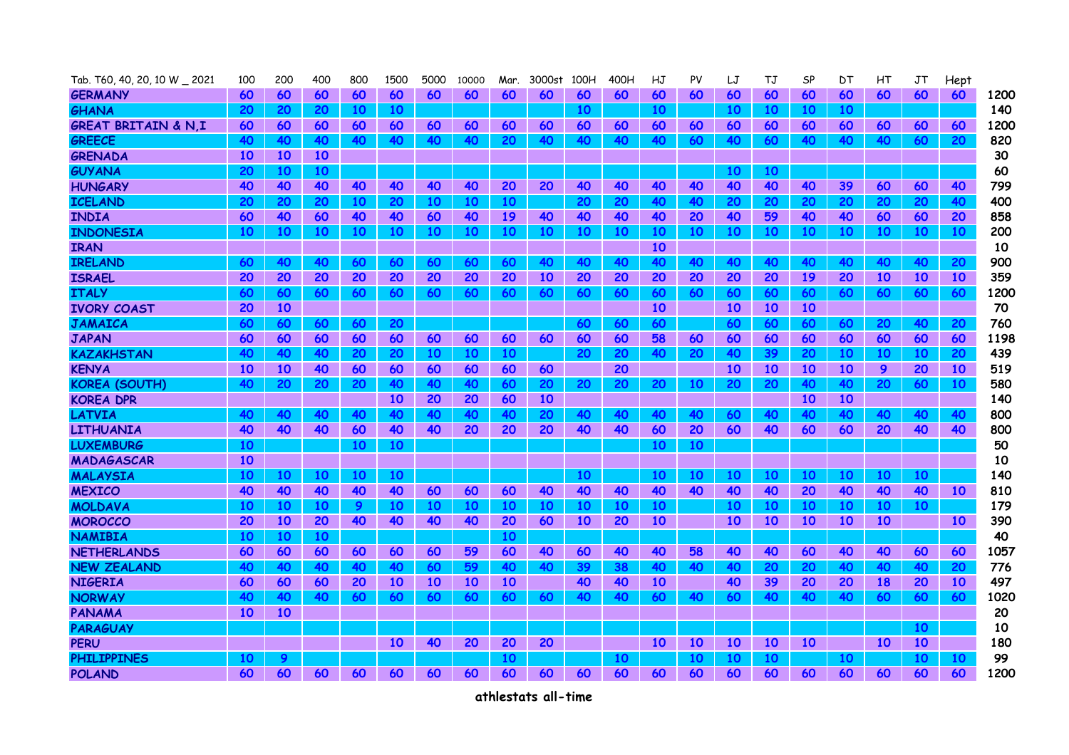| Tab. T60, 40, 20, 10 W _ 2021 | 100 | 200 | 400 | 800 | 1500 | 5000 | 10000 | Mar. | 3000st | 100H | 400H | HJ | PV | LJ | TJ | SP | DT | HT | JT | Hept | |
|---|---|---|---|---|---|---|---|---|---|---|---|---|---|---|---|---|---|---|---|---|---|
| **GERMANY** | 60 | 60 | 60 | 60 | 60 | 60 | 60 | 60 | 60 | 60 | 60 | 60 | 60 | 60 | 60 | 60 | 60 | 60 | 60 | 60 | 1200 |
| **GHANA** | 20 | 20 | 20 | 10 | 10 | | | | | 10 | | 10 | | 10 | 10 | 10 | 10 | | | | 140 |
| **GREAT BRITAIN & N,I** | 60 | 60 | 60 | 60 | 60 | 60 | 60 | 60 | 60 | 60 | 60 | 60 | 60 | 60 | 60 | 60 | 60 | 60 | 60 | 60 | 1200 |
| **GREECE** | 40 | 40 | 40 | 40 | 40 | 40 | 40 | 20 | 40 | 40 | 40 | 40 | 60 | 40 | 60 | 40 | 40 | 40 | 60 | 20 | 820 |
| **GRENADA** | 10 | 10 | 10 | | | | | | | | | | | | | | | | | | 30 |
| **GUYANA** | 20 | 10 | 10 | | | | | | | | | | | 10 | 10 | | | | | | 60 |
| **HUNGARY** | 40 | 40 | 40 | 40 | 40 | 40 | 40 | 20 | 20 | 40 | 40 | 40 | 40 | 40 | 40 | 40 | 39 | 60 | 60 | 40 | 799 |
| **ICELAND** | 20 | 20 | 20 | 10 | 20 | 10 | 10 | 10 | | 20 | 20 | 40 | 40 | 20 | 20 | 20 | 20 | 20 | 20 | 40 | 400 |
| **INDIA** | 60 | 40 | 60 | 40 | 40 | 60 | 40 | 19 | 40 | 40 | 40 | 40 | 20 | 40 | 59 | 40 | 40 | 60 | 60 | 20 | 858 |
| **INDONESIA** | 10 | 10 | 10 | 10 | 10 | 10 | 10 | 10 | 10 | 10 | 10 | 10 | 10 | 10 | 10 | 10 | 10 | 10 | 10 | 10 | 200 |
| **IRAN** | | | | | | | | | | | | 10 | | | | | | | | | 10 |
| **IRELAND** | 60 | 40 | 40 | 60 | 60 | 60 | 60 | 60 | 40 | 40 | 40 | 40 | 40 | 40 | 40 | 40 | 40 | 40 | 40 | 20 | 900 |
| **ISRAEL** | 20 | 20 | 20 | 20 | 20 | 20 | 20 | 20 | 10 | 20 | 20 | 20 | 20 | 20 | 20 | 19 | 20 | 10 | 10 | 10 | 359 |
| **ITALY** | 60 | 60 | 60 | 60 | 60 | 60 | 60 | 60 | 60 | 60 | 60 | 60 | 60 | 60 | 60 | 60 | 60 | 60 | 60 | 60 | 1200 |
| **IVORY COAST** | 20 | 10 | | | | | | | | | | 10 | | 10 | 10 | 10 | | | | | 70 |
| **JAMAICA** | 60 | 60 | 60 | 60 | 20 | | | | | 60 | 60 | 60 | | 60 | 60 | 60 | 60 | 20 | 40 | 20 | 760 |
| **JAPAN** | 60 | 60 | 60 | 60 | 60 | 60 | 60 | 60 | 60 | 60 | 60 | 58 | 60 | 60 | 60 | 60 | 60 | 60 | 60 | 60 | 1198 |
| **KAZAKHSTAN** | 40 | 40 | 40 | 20 | 20 | 10 | 10 | 10 | | 20 | 20 | 40 | 20 | 40 | 39 | 20 | 10 | 10 | 10 | 20 | 439 |
| **KENYA** | 10 | 10 | 40 | 60 | 60 | 60 | 60 | 60 | 60 | | 20 | | | 10 | 10 | 10 | 10 | 9 | 20 | 10 | 519 |
| **KOREA (SOUTH)** | 40 | 20 | 20 | 20 | 40 | 40 | 40 | 60 | 20 | 20 | 20 | 20 | 10 | 20 | 20 | 40 | 40 | 20 | 60 | 10 | 580 |
| **KOREA DPR** | | | | | 10 | 20 | 20 | 60 | 10 | | | | | | | 10 | 10 | | | | 140 |
| **LATVIA** | 40 | 40 | 40 | 40 | 40 | 40 | 40 | 40 | 20 | 40 | 40 | 40 | 40 | 60 | 40 | 40 | 40 | 40 | 40 | 40 | 800 |
| **LITHUANIA** | 40 | 40 | 40 | 60 | 40 | 40 | 20 | 20 | 20 | 40 | 40 | 60 | 20 | 60 | 40 | 60 | 60 | 20 | 40 | 40 | 800 |
| **LUXEMBURG** | 10 | | | 10 | 10 | | | | | | | 10 | 10 | | | | | | | | 50 |
| **MADAGASCAR** | 10 | | | | | | | | | | | | | | | | | | | | 10 |
| **MALAYSIA** | 10 | 10 | 10 | 10 | 10 | | | | | 10 | | 10 | 10 | 10 | 10 | 10 | 10 | 10 | 10 | | 140 |
| **MEXICO** | 40 | 40 | 40 | 40 | 40 | 60 | 60 | 60 | 40 | 40 | 40 | 40 | 40 | 40 | 40 | 20 | 40 | 40 | 40 | 10 | 810 |
| **MOLDAVA** | 10 | 10 | 10 | 9 | 10 | 10 | 10 | 10 | 10 | 10 | 10 | 10 | | 10 | 10 | 10 | 10 | 10 | 10 | | 179 |
| **MOROCCO** | 20 | 10 | 20 | 40 | 40 | 40 | 40 | 20 | 60 | 10 | 20 | 10 | | 10 | 10 | 10 | 10 | 10 | | 10 | 390 |
| **NAMIBIA** | 10 | 10 | 10 | | | | | 10 | | | | | | | | | | | | | 40 |
| **NETHERLANDS** | 60 | 60 | 60 | 60 | 60 | 60 | 59 | 60 | 40 | 60 | 40 | 40 | 58 | 40 | 40 | 60 | 40 | 40 | 60 | 60 | 1057 |
| **NEW ZEALAND** | 40 | 40 | 40 | 40 | 40 | 60 | 59 | 40 | 40 | 39 | 38 | 40 | 40 | 40 | 20 | 20 | 40 | 40 | 40 | 20 | 776 |
| **NIGERIA** | 60 | 60 | 60 | 20 | 10 | 10 | 10 | 10 | | 40 | 40 | 10 | | 40 | 39 | 20 | 20 | 18 | 20 | 10 | 497 |
| **NORWAY** | 40 | 40 | 40 | 60 | 60 | 60 | 60 | 60 | 60 | 40 | 40 | 60 | 40 | 60 | 40 | 40 | 40 | 60 | 60 | 60 | 1020 |
| **PANAMA** | 10 | 10 | | | | | | | | | | | | | | | | | | | 20 |
| **PARAGUAY** | | | | | | | | | | | | | | | | | | | 10 | | 10 |
| **PERU** | | | | | 10 | 40 | 20 | 20 | 20 | | | 10 | 10 | 10 | 10 | 10 | | 10 | 10 | | 180 |
| **PHILIPPINES** | 10 | 9 | | | | | | 10 | | | 10 | | 10 | 10 | 10 | | 10 | | 10 | 10 | 99 |
| **POLAND** | 60 | 60 | 60 | 60 | 60 | 60 | 60 | 60 | 60 | 60 | 60 | 60 | 60 | 60 | 60 | 60 | 60 | 60 | 60 | 60 | 1200 |

**athlestats all-time**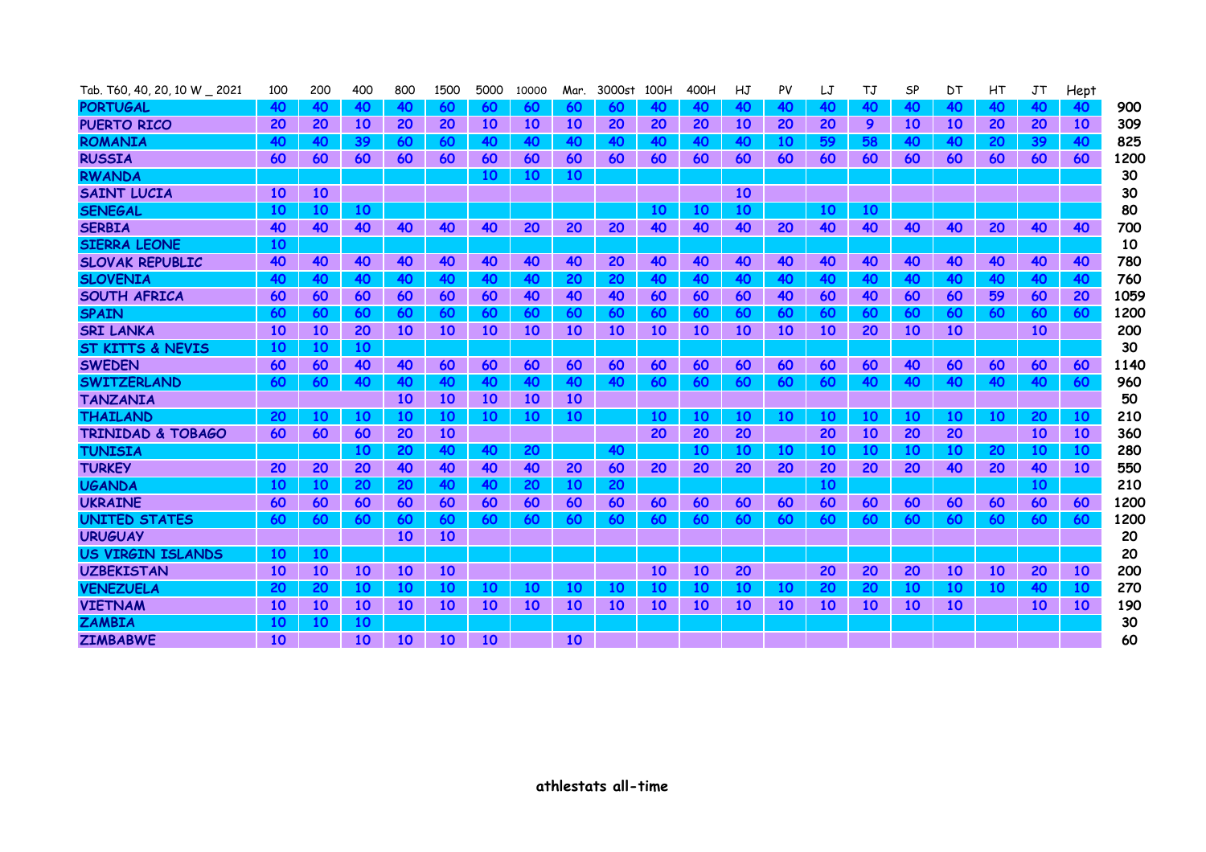| Tab. T60, 40, 20, 10 W _ 2021 | 100 | 200 | 400 | 800 | 1500 | 5000 | 10000 | Mar. | 3000st | 100H | 400H | HJ | PV | LJ | TJ | SP | DT | HT | JT | Hept | |
|---|---|---|---|---|---|---|---|---|---|---|---|---|---|---|---|---|---|---|---|---|---|
| **PORTUGAL** | 40 | 40 | 40 | 40 | 60 | 60 | 60 | 60 | 60 | 40 | 40 | 40 | 40 | 40 | 40 | 40 | 40 | 40 | 40 | 40 | 900 |
| **PUERTO RICO** | 20 | 20 | 10 | 20 | 20 | 10 | 10 | 10 | 20 | 20 | 20 | 10 | 20 | 20 | 9 | 10 | 10 | 20 | 20 | 10 | 309 |
| **ROMANIA** | 40 | 40 | 39 | 60 | 60 | 40 | 40 | 40 | 40 | 40 | 40 | 40 | 10 | 59 | 58 | 40 | 40 | 20 | 39 | 40 | 825 |
| **RUSSIA** | 60 | 60 | 60 | 60 | 60 | 60 | 60 | 60 | 60 | 60 | 60 | 60 | 60 | 60 | 60 | 60 | 60 | 60 | 60 | 60 | 1200 |
| **RWANDA** | | | | | | 10 | 10 | 10 | | | | | | | | | | | | | 30 |
| **SAINT LUCIA** | 10 | 10 | | | | | | | | | | 10 | | | | | | | | | 30 |
| **SENEGAL** | 10 | 10 | 10 | | | | | | | 10 | 10 | 10 | | 10 | 10 | | | | | | 80 |
| **SERBIA** | 40 | 40 | 40 | 40 | 40 | 40 | 20 | 20 | 20 | 40 | 40 | 40 | 20 | 40 | 40 | 40 | 40 | 20 | 40 | 40 | 700 |
| **SIERRA LEONE** | 10 | | | | | | | | | | | | | | | | | | | | 10 |
| **SLOVAK REPUBLIC** | 40 | 40 | 40 | 40 | 40 | 40 | 40 | 40 | 20 | 40 | 40 | 40 | 40 | 40 | 40 | 40 | 40 | 40 | 40 | 40 | 780 |
| **SLOVENIA** | 40 | 40 | 40 | 40 | 40 | 40 | 40 | 20 | 20 | 40 | 40 | 40 | 40 | 40 | 40 | 40 | 40 | 40 | 40 | 40 | 760 |
| **SOUTH AFRICA** | 60 | 60 | 60 | 60 | 60 | 60 | 40 | 40 | 40 | 60 | 60 | 60 | 40 | 60 | 40 | 60 | 60 | 59 | 60 | 20 | 1059 |
| **SPAIN** | 60 | 60 | 60 | 60 | 60 | 60 | 60 | 60 | 60 | 60 | 60 | 60 | 60 | 60 | 60 | 60 | 60 | 60 | 60 | 60 | 1200 |
| **SRI LANKA** | 10 | 10 | 20 | 10 | 10 | 10 | 10 | 10 | 10 | 10 | 10 | 10 | 10 | 10 | 20 | 10 | 10 | | 10 | | 200 |
| **ST KITTS & NEVIS** | 10 | 10 | 10 | | | | | | | | | | | | | | | | | | 30 |
| **SWEDEN** | 60 | 60 | 40 | 40 | 60 | 60 | 60 | 60 | 60 | 60 | 60 | 60 | 60 | 60 | 60 | 40 | 60 | 60 | 60 | 60 | 1140 |
| **SWITZERLAND** | 60 | 60 | 40 | 40 | 40 | 40 | 40 | 40 | 40 | 60 | 60 | 60 | 60 | 60 | 40 | 40 | 40 | 40 | 40 | 60 | 960 |
| **TANZANIA** | | | | 10 | 10 | 10 | 10 | 10 | | | | | | | | | | | | | 50 |
| **THAILAND** | 20 | 10 | 10 | 10 | 10 | 10 | 10 | 10 | | 10 | 10 | 10 | 10 | 10 | 10 | 10 | 10 | 10 | 20 | 10 | 210 |
| **TRINIDAD & TOBAGO** | 60 | 60 | 60 | 20 | 10 | | | | | 20 | 20 | 20 | | 20 | 10 | 20 | 20 | | 10 | 10 | 360 |
| **TUNISIA** | | | 10 | 20 | 40 | 40 | 20 | | 40 | | 10 | 10 | 10 | 10 | 10 | 10 | 10 | 20 | 10 | 10 | 280 |
| **TURKEY** | 20 | 20 | 20 | 40 | 40 | 40 | 40 | 20 | 60 | 20 | 20 | 20 | 20 | 20 | 20 | 20 | 40 | 20 | 40 | 10 | 550 |
| **UGANDA** | 10 | 10 | 20 | 20 | 40 | 40 | 20 | 10 | 20 | | | | | 10 | | | | | 10 | | 210 |
| **UKRAINE** | 60 | 60 | 60 | 60 | 60 | 60 | 60 | 60 | 60 | 60 | 60 | 60 | 60 | 60 | 60 | 60 | 60 | 60 | 60 | 60 | 1200 |
| **UNITED STATES** | 60 | 60 | 60 | 60 | 60 | 60 | 60 | 60 | 60 | 60 | 60 | 60 | 60 | 60 | 60 | 60 | 60 | 60 | 60 | 60 | 1200 |
| **URUGUAY** | | | | 10 | 10 | | | | | | | | | | | | | | | | 20 |
| **US VIRGIN ISLANDS** | 10 | 10 | | | | | | | | | | | | | | | | | | | 20 |
| **UZBEKISTAN** | 10 | 10 | 10 | 10 | 10 | | | | | 10 | 10 | 20 | | 20 | 20 | 20 | 10 | 10 | 20 | 10 | 200 |
| **VENEZUELA** | 20 | 20 | 10 | 10 | 10 | 10 | 10 | 10 | 10 | 10 | 10 | 10 | 10 | 20 | 20 | 10 | 10 | 10 | 40 | 10 | 270 |
| **VIETNAM** | 10 | 10 | 10 | 10 | 10 | 10 | 10 | 10 | 10 | 10 | 10 | 10 | 10 | 10 | 10 | 10 | 10 | | 10 | 10 | 190 |
| **ZAMBIA** | 10 | 10 | 10 | | | | | | | | | | | | | | | | | | 30 |
| **ZIMBABWE** | 10 | | 10 | 10 | 10 | 10 | | 10 | | | | | | | | | | | | | 60 |

**athlestats all-time**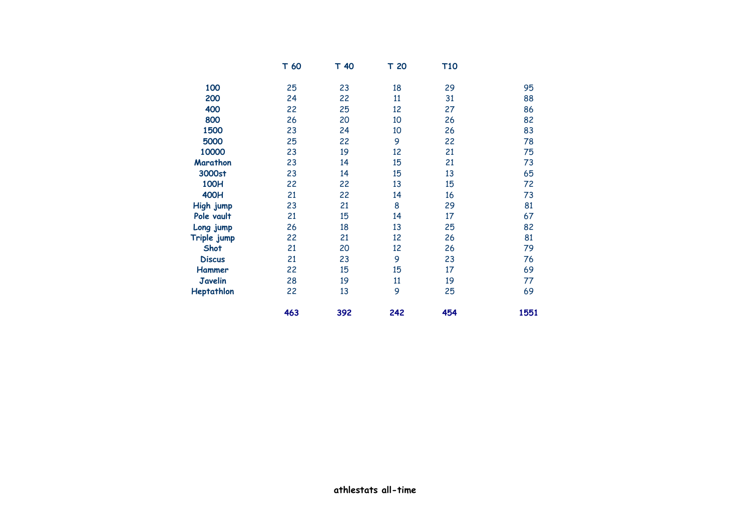| | T 60 | T 40 | T 20 | T10 | |
|---|---|---|---|---|---|
| **100** | 25 | 23 | 18 | 29 | 95 |
| **200** | 24 | 22 | 11 | 31 | 88 |
| **400** | 22 | 25 | 12 | 27 | 86 |
| **800** | 26 | 20 | 10 | 26 | 82 |
| **1500** | 23 | 24 | 10 | 26 | 83 |
| **5000** | 25 | 22 | 9 | 22 | 78 |
| **10000** | 23 | 19 | 12 | 21 | 75 |
| **Marathon** | 23 | 14 | 15 | 21 | 73 |
| **3000st** | 23 | 14 | 15 | 13 | 65 |
| **100H** | 22 | 22 | 13 | 15 | 72 |
| **400H** | 21 | 22 | 14 | 16 | 73 |
| **High jump** | 23 | 21 | 8 | 29 | 81 |
| **Pole vault** | 21 | 15 | 14 | 17 | 67 |
| **Long jump** | 26 | 18 | 13 | 25 | 82 |
| **Triple jump** | 22 | 21 | 12 | 26 | 81 |
| **Shot** | 21 | 20 | 12 | 26 | 79 |
| **Discus** | 21 | 23 | 9 | 23 | 76 |
| **Hammer** | 22 | 15 | 15 | 17 | 69 |
| **Javelin** | 28 | 19 | 11 | 19 | 77 |
| **Heptathlon** | 22 | 13 | 9 | 25 | 69 |
| | **463** | **392** | **242** | **454** | **1551** |

**athlestats all-time**